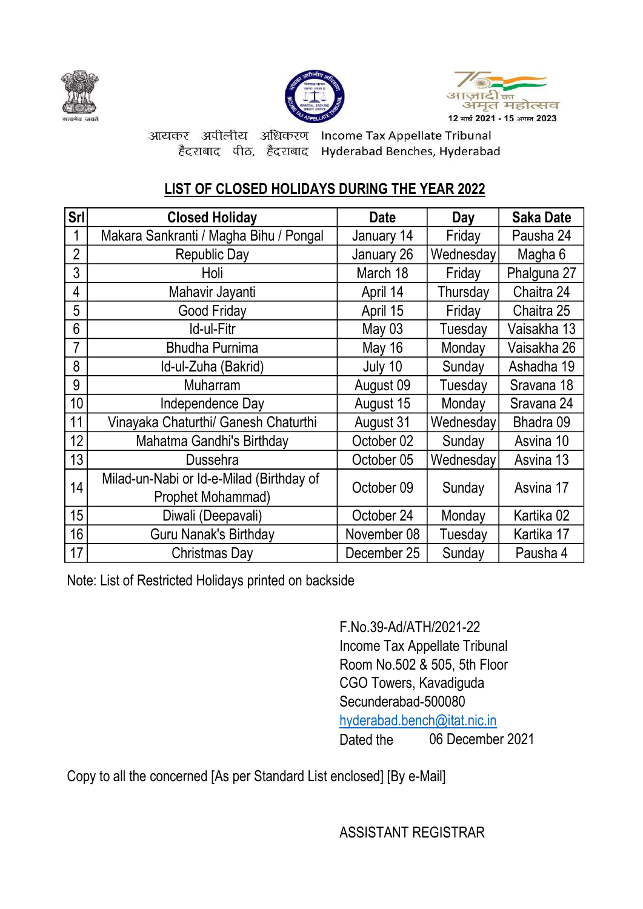आयकर अपीलीय अधिकरण Income Tax Appellate Tribunal
हैदराबाद पीठ, हैदराबाद Hyderabad Benches, Hyderabad

## LIST OF CLOSED HOLIDAYS DURING THE YEAR 2022

| Srl | Closed Holiday | Date | Day | Saka Date |
|---|---|---|---|---|
| 1 | Makara Sankranti / Magha Bihu / Pongal | January 14 | Friday | Pausha 24 |
| 2 | Republic Day | January 26 | Wednesday | Magha 6 |
| 3 | Holi | March 18 | Friday | Phalguna 27 |
| 4 | Mahavir Jayanti | April 14 | Thursday | Chaitra 24 |
| 5 | Good Friday | April 15 | Friday | Chaitra 25 |
| 6 | Id-ul-Fitr | May 03 | Tuesday | Vaisakha 13 |
| 7 | Bhudha Purnima | May 16 | Monday | Vaisakha 26 |
| 8 | Id-ul-Zuha (Bakrid) | July 10 | Sunday | Ashadha 19 |
| 9 | Muharram | August 09 | Tuesday | Sravana 18 |
| 10 | Independence Day | August 15 | Monday | Sravana 24 |
| 11 | Vinayaka Chaturthi/ Ganesh Chaturthi | August 31 | Wednesday | Bhadra 09 |
| 12 | Mahatma Gandhi's Birthday | October 02 | Sunday | Asvina 10 |
| 13 | Dussehra | October 05 | Wednesday | Asvina 13 |
| 14 | Milad-un-Nabi or Id-e-Milad (Birthday of Prophet Mohammad) | October 09 | Sunday | Asvina 17 |
| 15 | Diwali (Deepavali) | October 24 | Monday | Kartika 02 |
| 16 | Guru Nanak's Birthday | November 08 | Tuesday | Kartika 17 |
| 17 | Christmas Day | December 25 | Sunday | Pausha 4 |

Note: List of Restricted Holidays printed on backside

F.No.39-Ad/ATH/2021-22
Income Tax Appellate Tribunal
Room No.502 & 505, 5th Floor
CGO Towers, Kavadiguda
Secunderabad-500080
hyderabad.bench@itat.nic.in
Dated the 06 December 2021

Copy to all the concerned [As per Standard List enclosed] [By e-Mail]

ASSISTANT REGISTRAR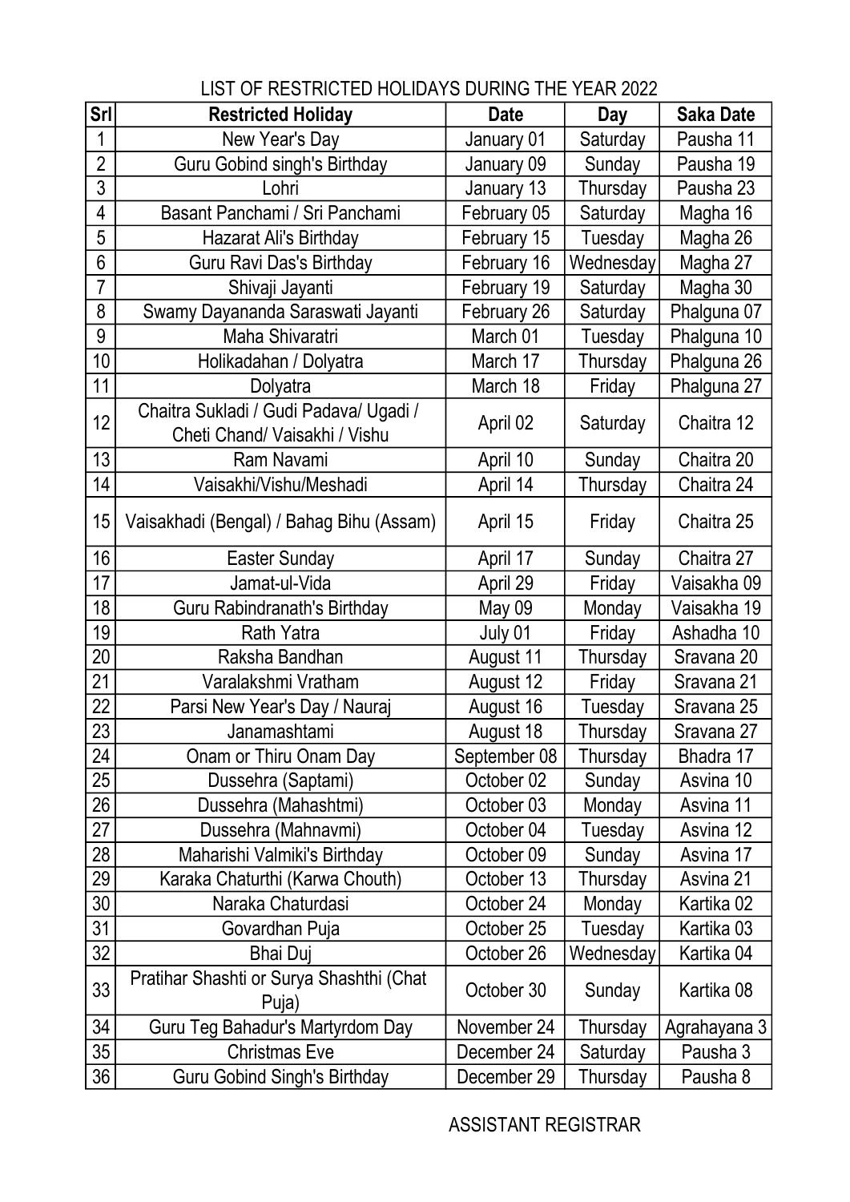LIST OF RESTRICTED HOLIDAYS DURING THE YEAR 2022

| Srl | Restricted Holiday | Date | Day | Saka Date |
|---|---|---|---|---|
| 1 | New Year's Day | January 01 | Saturday | Pausha 11 |
| 2 | Guru Gobind singh's Birthday | January 09 | Sunday | Pausha 19 |
| 3 | Lohri | January 13 | Thursday | Pausha 23 |
| 4 | Basant Panchami / Sri Panchami | February 05 | Saturday | Magha 16 |
| 5 | Hazarat Ali's Birthday | February 15 | Tuesday | Magha 26 |
| 6 | Guru Ravi Das's Birthday | February 16 | Wednesday | Magha 27 |
| 7 | Shivaji Jayanti | February 19 | Saturday | Magha 30 |
| 8 | Swamy Dayananda Saraswati Jayanti | February 26 | Saturday | Phalguna 07 |
| 9 | Maha Shivaratri | March 01 | Tuesday | Phalguna 10 |
| 10 | Holikadahan / Dolyatra | March 17 | Thursday | Phalguna 26 |
| 11 | Dolyatra | March 18 | Friday | Phalguna 27 |
| 12 | Chaitra Sukladi / Gudi Padava/ Ugadi / Cheti Chand/ Vaisakhi / Vishu | April 02 | Saturday | Chaitra 12 |
| 13 | Ram Navami | April 10 | Sunday | Chaitra 20 |
| 14 | Vaisakhi/Vishu/Meshadi | April 14 | Thursday | Chaitra 24 |
| 15 | Vaisakhadi (Bengal) / Bahag Bihu (Assam) | April 15 | Friday | Chaitra 25 |
| 16 | Easter Sunday | April 17 | Sunday | Chaitra 27 |
| 17 | Jamat-ul-Vida | April 29 | Friday | Vaisakha 09 |
| 18 | Guru Rabindranath's Birthday | May 09 | Monday | Vaisakha 19 |
| 19 | Rath Yatra | July 01 | Friday | Ashadha 10 |
| 20 | Raksha Bandhan | August 11 | Thursday | Sravana 20 |
| 21 | Varalakshmi Vratham | August 12 | Friday | Sravana 21 |
| 22 | Parsi New Year's Day / Nauraj | August 16 | Tuesday | Sravana 25 |
| 23 | Janamashtami | August 18 | Thursday | Sravana 27 |
| 24 | Onam or Thiru Onam Day | September 08 | Thursday | Bhadra 17 |
| 25 | Dussehra (Saptami) | October 02 | Sunday | Asvina 10 |
| 26 | Dussehra (Mahashtmi) | October 03 | Monday | Asvina 11 |
| 27 | Dussehra (Mahnavmi) | October 04 | Tuesday | Asvina 12 |
| 28 | Maharishi Valmiki's Birthday | October 09 | Sunday | Asvina 17 |
| 29 | Karaka Chaturthi (Karwa Chouth) | October 13 | Thursday | Asvina 21 |
| 30 | Naraka Chaturdasi | October 24 | Monday | Kartika 02 |
| 31 | Govardhan Puja | October 25 | Tuesday | Kartika 03 |
| 32 | Bhai Duj | October 26 | Wednesday | Kartika 04 |
| 33 | Pratihar Shashti or Surya Shashthi (Chat Puja) | October 30 | Sunday | Kartika 08 |
| 34 | Guru Teg Bahadur's Martyrdom Day | November 24 | Thursday | Agrahayana 3 |
| 35 | Christmas Eve | December 24 | Saturday | Pausha 3 |
| 36 | Guru Gobind Singh's Birthday | December 29 | Thursday | Pausha 8 |

ASSISTANT REGISTRAR